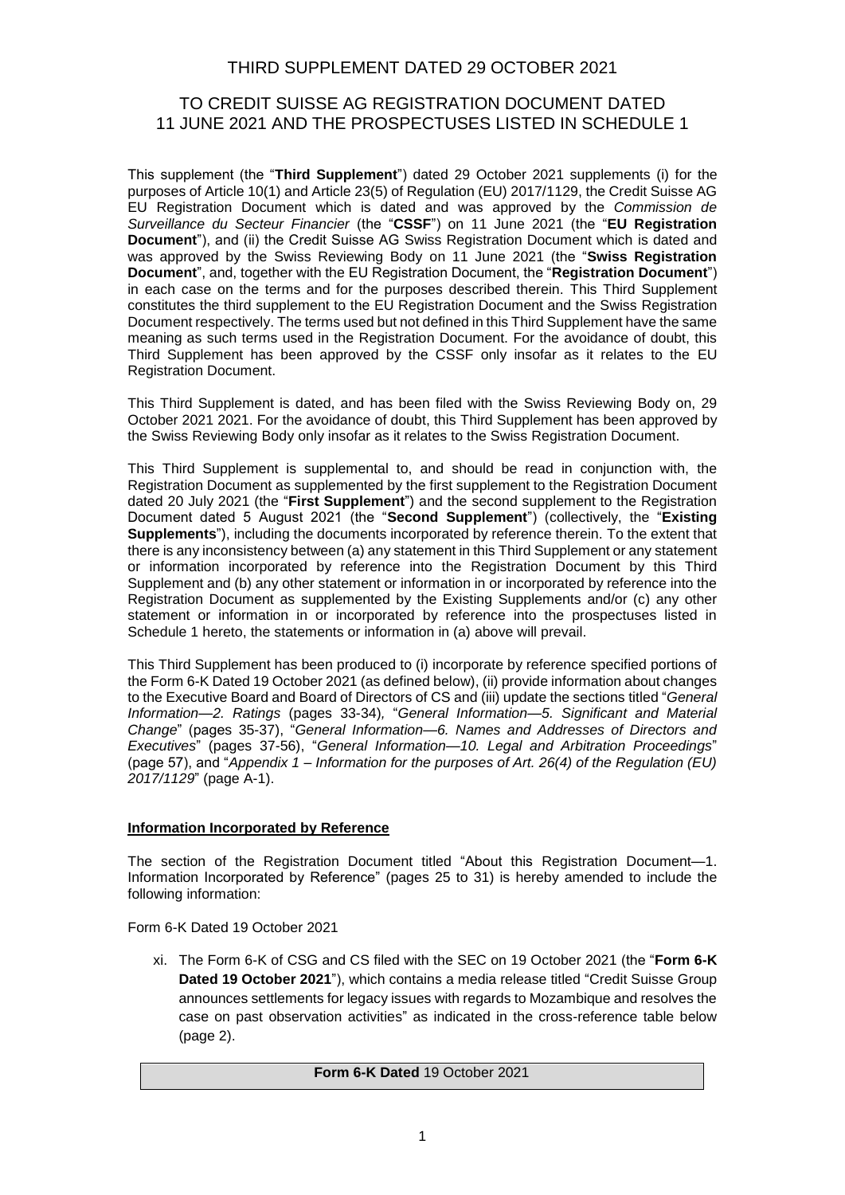# THIRD SUPPLEMENT DATED 29 OCTOBER 2021

## TO CREDIT SUISSE AG REGISTRATION DOCUMENT DATED 11 JUNE 2021 AND THE PROSPECTUSES LISTED IN SCHEDULE 1

This supplement (the "**Third Supplement**") dated 29 October 2021 supplements (i) for the purposes of Article 10(1) and Article 23(5) of Regulation (EU) 2017/1129, the Credit Suisse AG EU Registration Document which is dated and was approved by the *Commission de Surveillance du Secteur Financier* (the "**CSSF**") on 11 June 2021 (the "**EU Registration Document**"), and (ii) the Credit Suisse AG Swiss Registration Document which is dated and was approved by the Swiss Reviewing Body on 11 June 2021 (the "**Swiss Registration Document**", and, together with the EU Registration Document, the "**Registration Document**") in each case on the terms and for the purposes described therein. This Third Supplement constitutes the third supplement to the EU Registration Document and the Swiss Registration Document respectively. The terms used but not defined in this Third Supplement have the same meaning as such terms used in the Registration Document. For the avoidance of doubt, this Third Supplement has been approved by the CSSF only insofar as it relates to the EU Registration Document.

This Third Supplement is dated, and has been filed with the Swiss Reviewing Body on, 29 October 2021 2021. For the avoidance of doubt, this Third Supplement has been approved by the Swiss Reviewing Body only insofar as it relates to the Swiss Registration Document.

This Third Supplement is supplemental to, and should be read in conjunction with, the Registration Document as supplemented by the first supplement to the Registration Document dated 20 July 2021 (the "**First Supplement**") and the second supplement to the Registration Document dated 5 August 2021 (the "**Second Supplement**") (collectively, the "**Existing Supplements**"), including the documents incorporated by reference therein. To the extent that there is any inconsistency between (a) any statement in this Third Supplement or any statement or information incorporated by reference into the Registration Document by this Third Supplement and (b) any other statement or information in or incorporated by reference into the Registration Document as supplemented by the Existing Supplements and/or (c) any other statement or information in or incorporated by reference into the prospectuses listed in Schedule 1 hereto, the statements or information in (a) above will prevail.

This Third Supplement has been produced to (i) incorporate by reference specified portions of the Form 6-K Dated 19 October 2021 (as defined below), (ii) provide information about changes to the Executive Board and Board of Directors of CS and (iii) update the sections titled "*General Information—2. Ratings* (pages 33-34)*,* "*General Information—5. Significant and Material Change*" (pages 35-37), "*General Information—6. Names and Addresses of Directors and Executives*" (pages 37-56), "*General Information—10. Legal and Arbitration Proceedings*" (page 57), and "*Appendix 1 – Information for the purposes of Art. 26(4) of the Regulation (EU) 2017/1129*" (page A-1).

**Information Incorporated by Reference**

The section of the Registration Document titled "About this Registration Document—1. Information Incorporated by Reference" (pages 25 to 31) is hereby amended to include the following information:

Form 6-K Dated 19 October 2021

xi. The Form 6-K of CSG and CS filed with the SEC on 19 October 2021 (the "**Form 6-K Dated 19 October 2021**"), which contains a media release titled "Credit Suisse Group announces settlements for legacy issues with regards to Mozambique and resolves the case on past observation activities" as indicated in the cross-reference table below (page 2).

| **Form 6-K Dated** 19 October 2021 |
|---|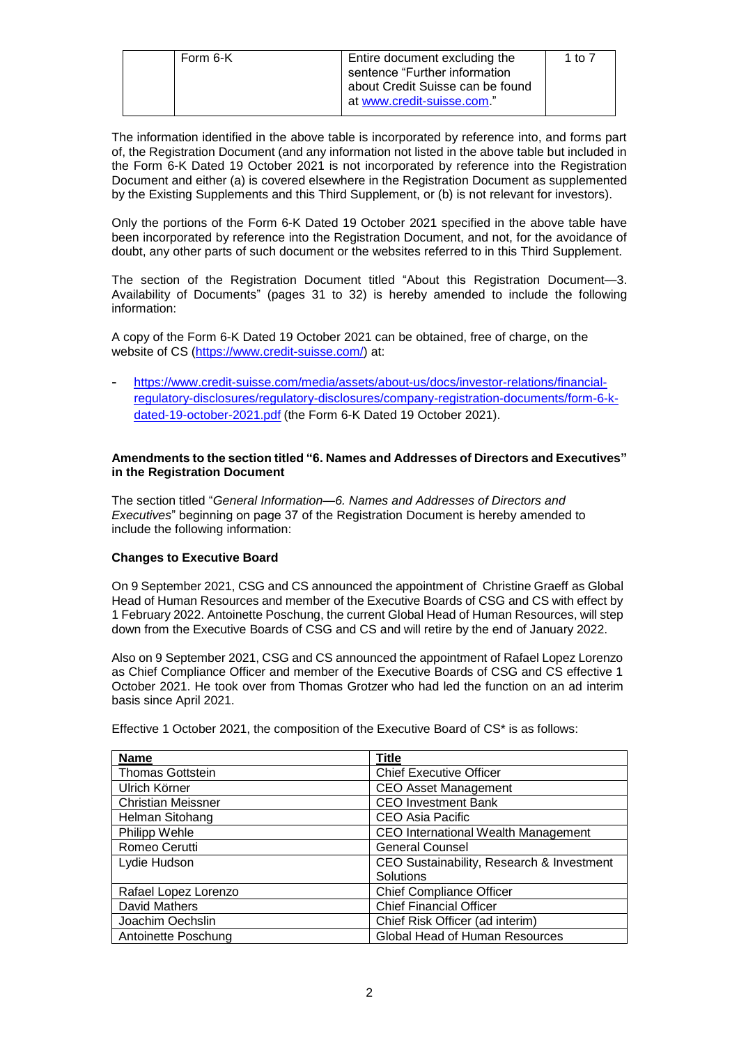| | Form 6-K | Entire document excluding the sentence "Further information about Credit Suisse can be found at www.credit-suisse.com." | 1 to 7 |
|---|---|---|---|

The information identified in the above table is incorporated by reference into, and forms part of, the Registration Document (and any information not listed in the above table but included in the Form 6-K Dated 19 October 2021 is not incorporated by reference into the Registration Document and either (a) is covered elsewhere in the Registration Document as supplemented by the Existing Supplements and this Third Supplement, or (b) is not relevant for investors).

Only the portions of the Form 6-K Dated 19 October 2021 specified in the above table have been incorporated by reference into the Registration Document, and not, for the avoidance of doubt, any other parts of such document or the websites referred to in this Third Supplement.

The section of the Registration Document titled "About this Registration Document—3. Availability of Documents" (pages 31 to 32) is hereby amended to include the following information:

A copy of the Form 6-K Dated 19 October 2021 can be obtained, free of charge, on the website of CS (https://www.credit-suisse.com/) at:

- https://www.credit-suisse.com/media/assets/about-us/docs/investor-relations/financial-regulatory-disclosures/regulatory-disclosures/company-registration-documents/form-6-k-dated-19-october-2021.pdf (the Form 6-K Dated 19 October 2021).

**Amendments to the section titled "6. Names and Addresses of Directors and Executives" in the Registration Document**

The section titled "*General Information—6. Names and Addresses of Directors and Executives*" beginning on page 37 of the Registration Document is hereby amended to include the following information:

**Changes to Executive Board**

On 9 September 2021, CSG and CS announced the appointment of Christine Graeff as Global Head of Human Resources and member of the Executive Boards of CSG and CS with effect by 1 February 2022. Antoinette Poschung, the current Global Head of Human Resources, will step down from the Executive Boards of CSG and CS and will retire by the end of January 2022.

Also on 9 September 2021, CSG and CS announced the appointment of Rafael Lopez Lorenzo as Chief Compliance Officer and member of the Executive Boards of CSG and CS effective 1 October 2021. He took over from Thomas Grotzer who had led the function on an ad interim basis since April 2021.

Effective 1 October 2021, the composition of the Executive Board of CS* is as follows:

| Name | Title |
|---|---|
| Thomas Gottstein | Chief Executive Officer |
| Ulrich Körner | CEO Asset Management |
| Christian Meissner | CEO Investment Bank |
| Helman Sitohang | CEO Asia Pacific |
| Philipp Wehle | CEO International Wealth Management |
| Romeo Cerutti | General Counsel |
| Lydie Hudson | CEO Sustainability, Research & Investment Solutions |
| Rafael Lopez Lorenzo | Chief Compliance Officer |
| David Mathers | Chief Financial Officer |
| Joachim Oechslin | Chief Risk Officer (ad interim) |
| Antoinette Poschung | Global Head of Human Resources |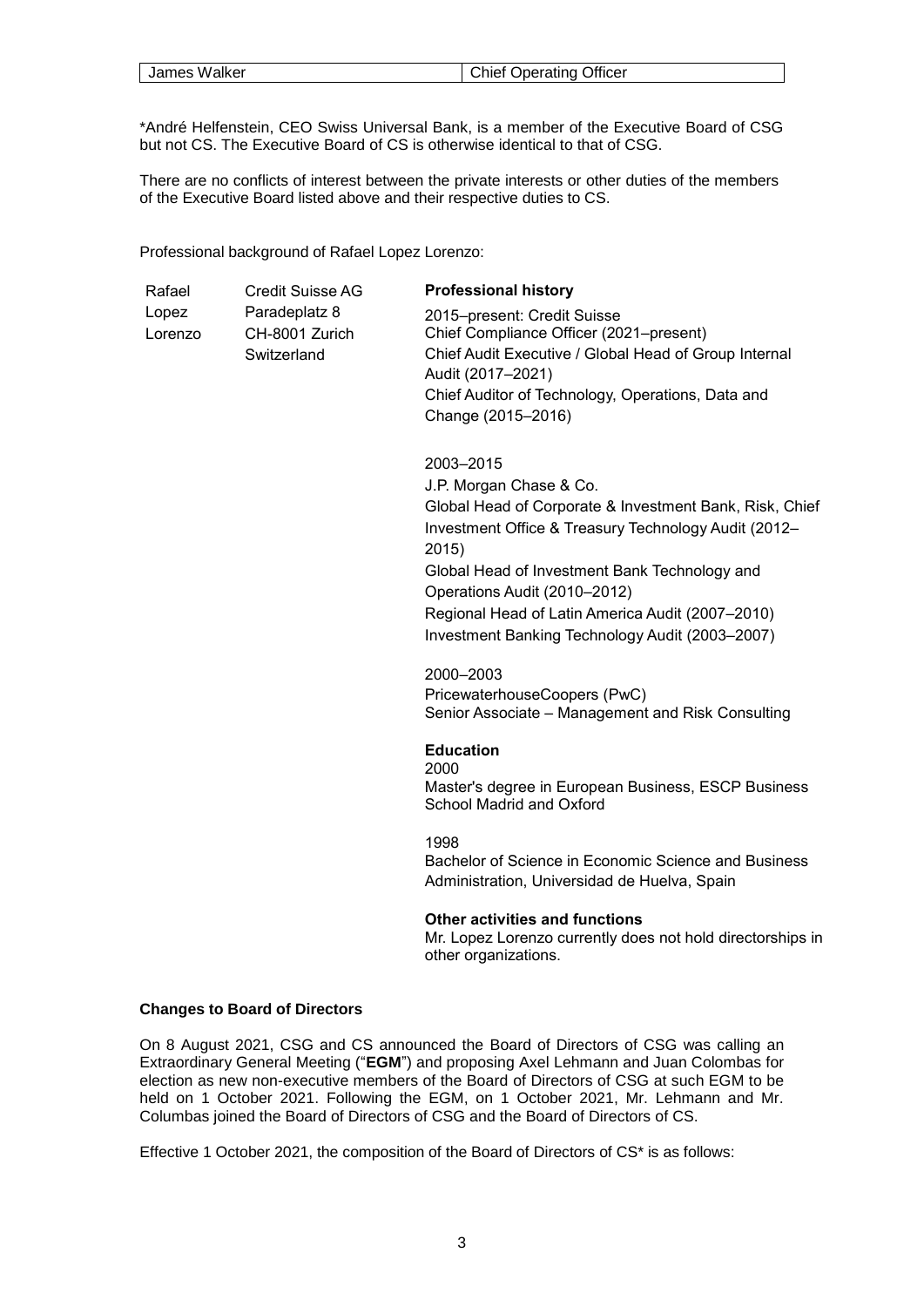| James Walker | Chief Operating Officer |
|---|---|

*André Helfenstein, CEO Swiss Universal Bank, is a member of the Executive Board of CSG but not CS. The Executive Board of CS is otherwise identical to that of CSG.

There are no conflicts of interest between the private interests or other duties of the members of the Executive Board listed above and their respective duties to CS.

Professional background of Rafael Lopez Lorenzo:

Rafael Lopez Lorenzo

Credit Suisse AG
Paradeplatz 8
CH-8001 Zurich
Switzerland

**Professional history**

2015–present: Credit Suisse
Chief Compliance Officer (2021–present)
Chief Audit Executive / Global Head of Group Internal Audit (2017–2021)
Chief Auditor of Technology, Operations, Data and Change (2015–2016)

2003–2015
J.P. Morgan Chase & Co.
Global Head of Corporate & Investment Bank, Risk, Chief Investment Office & Treasury Technology Audit (2012–2015)
Global Head of Investment Bank Technology and Operations Audit (2010–2012)
Regional Head of Latin America Audit (2007–2010)
Investment Banking Technology Audit (2003–2007)

2000–2003
PricewaterhouseCoopers (PwC)
Senior Associate – Management and Risk Consulting

**Education**

2000
Master's degree in European Business, ESCP Business School Madrid and Oxford

1998
Bachelor of Science in Economic Science and Business Administration, Universidad de Huelva, Spain

**Other activities and functions**

Mr. Lopez Lorenzo currently does not hold directorships in other organizations.

**Changes to Board of Directors**

On 8 August 2021, CSG and CS announced the Board of Directors of CSG was calling an Extraordinary General Meeting ("**EGM**") and proposing Axel Lehmann and Juan Colombas for election as new non-executive members of the Board of Directors of CSG at such EGM to be held on 1 October 2021. Following the EGM, on 1 October 2021, Mr. Lehmann and Mr. Columbas joined the Board of Directors of CSG and the Board of Directors of CS.

Effective 1 October 2021, the composition of the Board of Directors of CS* is as follows: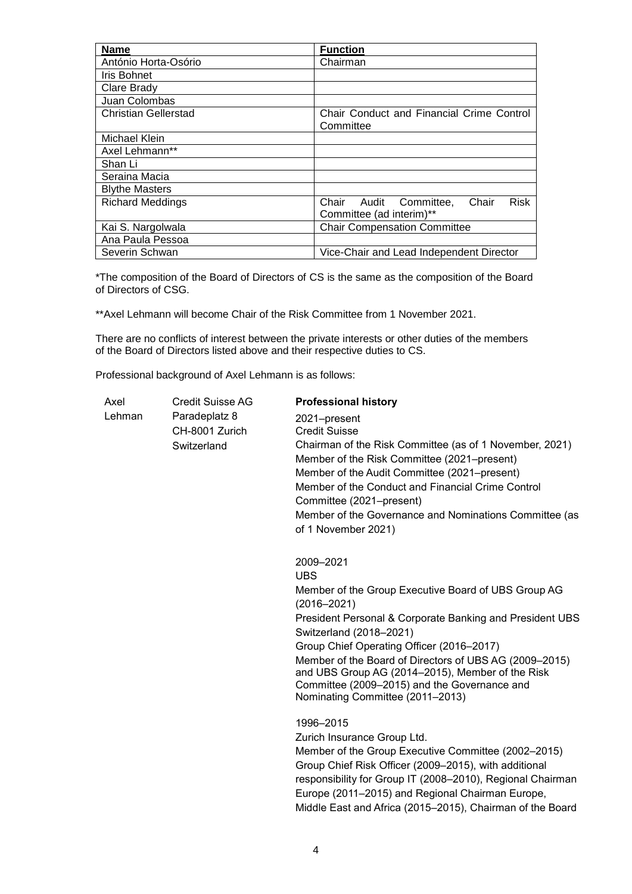| **Name** | **Function** |
|---|---|
| António Horta-Osório | Chairman |
| Iris Bohnet | |
| Clare Brady | |
| Juan Colombas | |
| Christian Gellerstad | Chair Conduct and Financial Crime Control Committee |
| Michael Klein | |
| Axel Lehmann** | |
| Shan Li | |
| Seraina Macia | |
| Blythe Masters | |
| Richard Meddings | Chair Audit Committee, Chair Risk Committee (ad interim)** |
| Kai S. Nargolwala | Chair Compensation Committee |
| Ana Paula Pessoa | |
| Severin Schwan | Vice-Chair and Lead Independent Director |

*The composition of the Board of Directors of CS is the same as the composition of the Board of Directors of CSG.

**Axel Lehmann will become Chair of the Risk Committee from 1 November 2021.

There are no conflicts of interest between the private interests or other duties of the members of the Board of Directors listed above and their respective duties to CS.

Professional background of Axel Lehmann is as follows:

**Axel Lehman**

Credit Suisse AG
Paradeplatz 8
CH-8001 Zurich
Switzerland

**Professional history**

2021–present
Credit Suisse
Chairman of the Risk Committee (as of 1 November, 2021)
Member of the Risk Committee (2021–present)
Member of the Audit Committee (2021–present)
Member of the Conduct and Financial Crime Control Committee (2021–present)
Member of the Governance and Nominations Committee (as of 1 November 2021)

2009–2021
UBS
Member of the Group Executive Board of UBS Group AG (2016–2021)
President Personal & Corporate Banking and President UBS Switzerland (2018–2021)
Group Chief Operating Officer (2016–2017)
Member of the Board of Directors of UBS AG (2009–2015) and UBS Group AG (2014–2015), Member of the Risk Committee (2009–2015) and the Governance and Nominating Committee (2011–2013)

1996–2015
Zurich Insurance Group Ltd.
Member of the Group Executive Committee (2002–2015)
Group Chief Risk Officer (2009–2015), with additional responsibility for Group IT (2008–2010), Regional Chairman Europe (2011–2015) and Regional Chairman Europe, Middle East and Africa (2015–2015), Chairman of the Board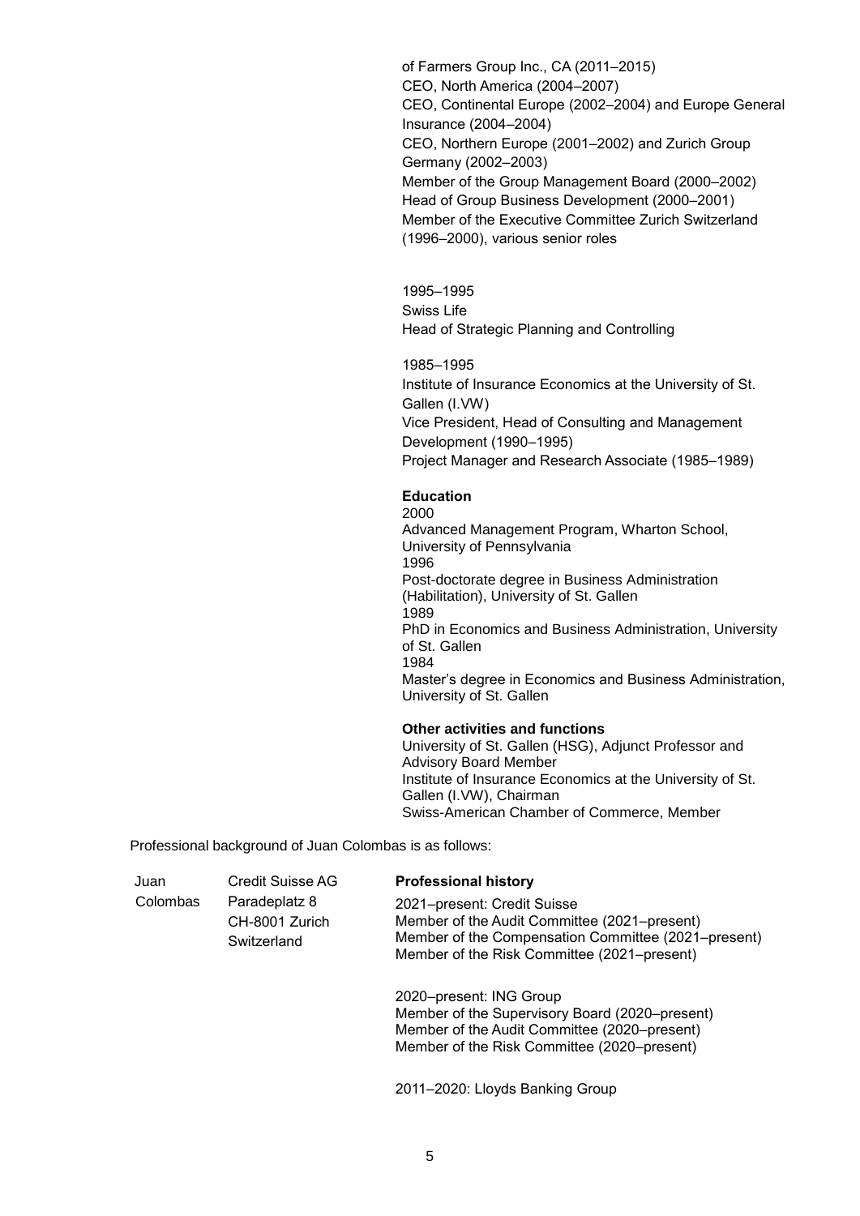of Farmers Group Inc., CA (2011–2015)
CEO, North America (2004–2007)
CEO, Continental Europe (2002–2004) and Europe General Insurance (2004–2004)
CEO, Northern Europe (2001–2002) and Zurich Group Germany (2002–2003)
Member of the Group Management Board (2000–2002)
Head of Group Business Development (2000–2001)
Member of the Executive Committee Zurich Switzerland (1996–2000), various senior roles

1995–1995
Swiss Life
Head of Strategic Planning and Controlling

1985–1995
Institute of Insurance Economics at the University of St. Gallen (I.VW)
Vice President, Head of Consulting and Management Development (1990–1995)
Project Manager and Research Associate (1985–1989)

**Education**

2000
Advanced Management Program, Wharton School, University of Pennsylvania
1996
Post-doctorate degree in Business Administration (Habilitation), University of St. Gallen
1989
PhD in Economics and Business Administration, University of St. Gallen
1984
Master's degree in Economics and Business Administration, University of St. Gallen

**Other activities and functions**

University of St. Gallen (HSG), Adjunct Professor and Advisory Board Member
Institute of Insurance Economics at the University of St. Gallen (I.VW), Chairman
Swiss-American Chamber of Commerce, Member

Professional background of Juan Colombas is as follows:

Juan Colombas

Credit Suisse AG
Paradeplatz 8
CH-8001 Zurich
Switzerland

**Professional history**

2021–present: Credit Suisse
Member of the Audit Committee (2021–present)
Member of the Compensation Committee (2021–present)
Member of the Risk Committee (2021–present)

2020–present: ING Group
Member of the Supervisory Board (2020–present)
Member of the Audit Committee (2020–present)
Member of the Risk Committee (2020–present)

2011–2020: Lloyds Banking Group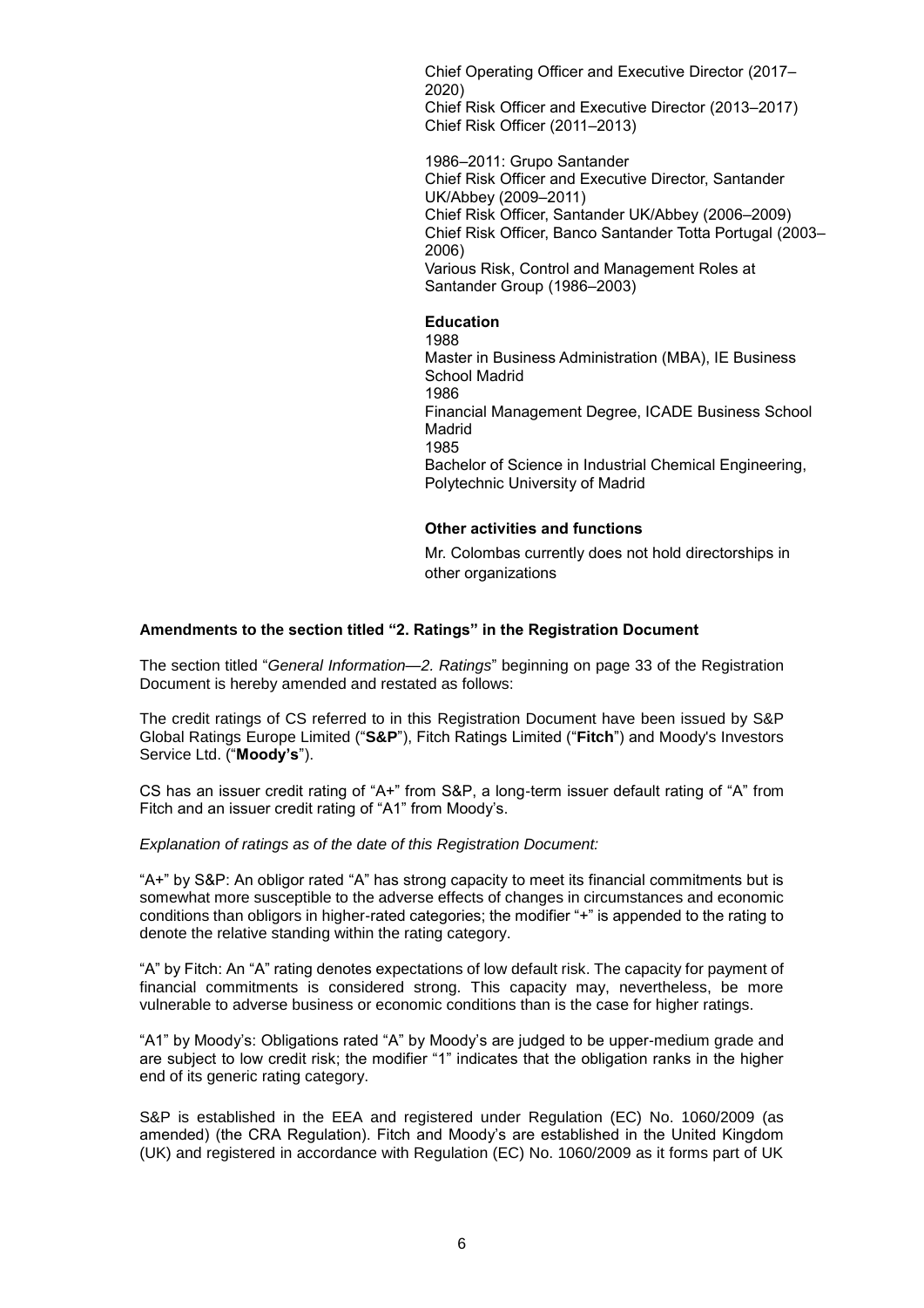Chief Operating Officer and Executive Director (2017–2020)
Chief Risk Officer and Executive Director (2013–2017)
Chief Risk Officer (2011–2013)

1986–2011: Grupo Santander
Chief Risk Officer and Executive Director, Santander UK/Abbey (2009–2011)
Chief Risk Officer, Santander UK/Abbey (2006–2009)
Chief Risk Officer, Banco Santander Totta Portugal (2003–2006)
Various Risk, Control and Management Roles at Santander Group (1986–2003)

**Education**

1988
Master in Business Administration (MBA), IE Business School Madrid
1986
Financial Management Degree, ICADE Business School Madrid
1985
Bachelor of Science in Industrial Chemical Engineering, Polytechnic University of Madrid

**Other activities and functions**

Mr. Colombas currently does not hold directorships in other organizations

**Amendments to the section titled "2. Ratings" in the Registration Document**

The section titled "*General Information—2. Ratings*" beginning on page 33 of the Registration Document is hereby amended and restated as follows:

The credit ratings of CS referred to in this Registration Document have been issued by S&P Global Ratings Europe Limited ("**S&P**"), Fitch Ratings Limited ("**Fitch**") and Moody's Investors Service Ltd. ("**Moody's**").

CS has an issuer credit rating of "A+" from S&P, a long-term issuer default rating of "A" from Fitch and an issuer credit rating of "A1" from Moody's.

*Explanation of ratings as of the date of this Registration Document:*

"A+" by S&P: An obligor rated "A" has strong capacity to meet its financial commitments but is somewhat more susceptible to the adverse effects of changes in circumstances and economic conditions than obligors in higher-rated categories; the modifier "+" is appended to the rating to denote the relative standing within the rating category.

"A" by Fitch: An "A" rating denotes expectations of low default risk. The capacity for payment of financial commitments is considered strong. This capacity may, nevertheless, be more vulnerable to adverse business or economic conditions than is the case for higher ratings.

"A1" by Moody's: Obligations rated "A" by Moody's are judged to be upper-medium grade and are subject to low credit risk; the modifier "1" indicates that the obligation ranks in the higher end of its generic rating category.

S&P is established in the EEA and registered under Regulation (EC) No. 1060/2009 (as amended) (the CRA Regulation). Fitch and Moody's are established in the United Kingdom (UK) and registered in accordance with Regulation (EC) No. 1060/2009 as it forms part of UK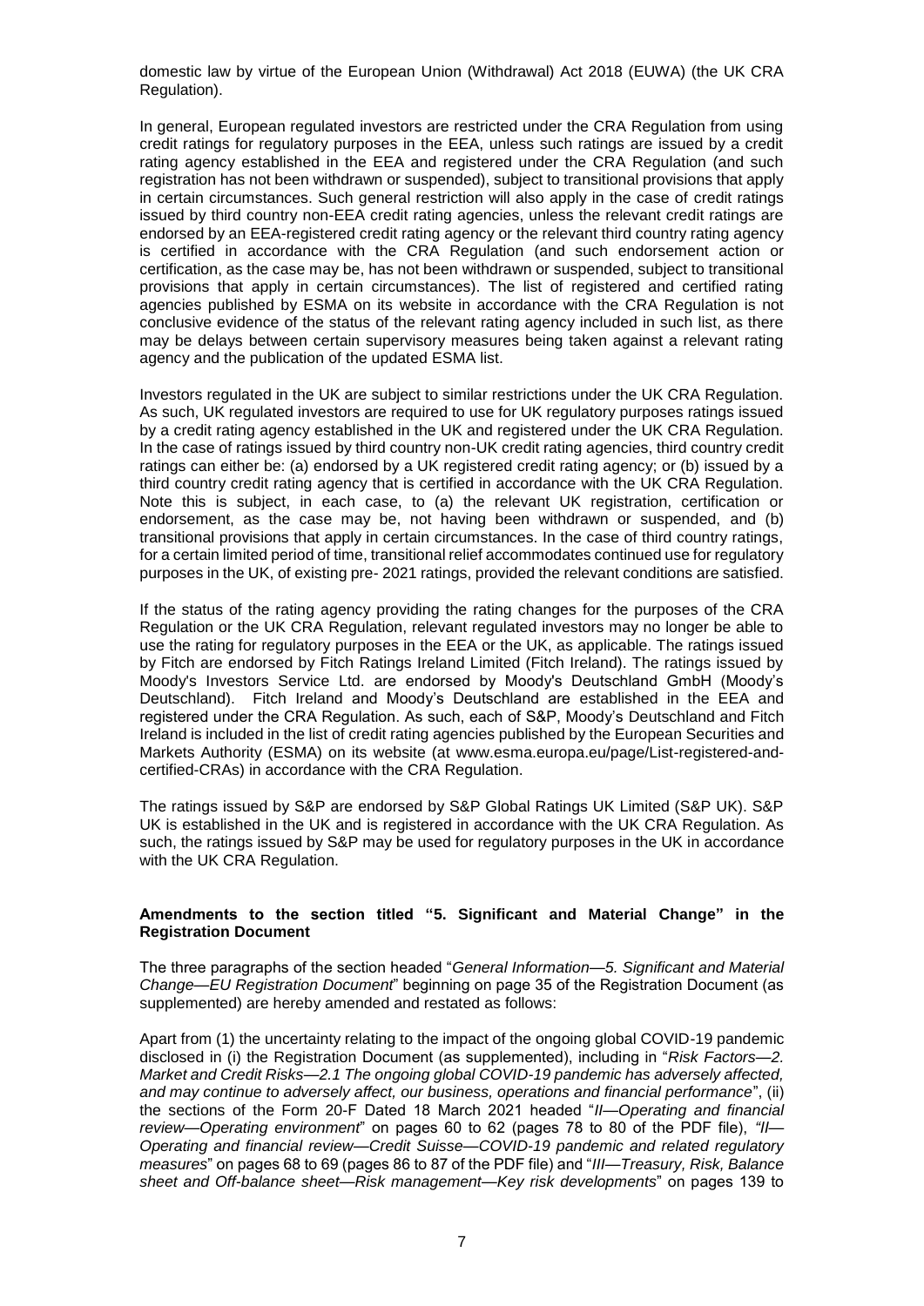domestic law by virtue of the European Union (Withdrawal) Act 2018 (EUWA) (the UK CRA Regulation).

In general, European regulated investors are restricted under the CRA Regulation from using credit ratings for regulatory purposes in the EEA, unless such ratings are issued by a credit rating agency established in the EEA and registered under the CRA Regulation (and such registration has not been withdrawn or suspended), subject to transitional provisions that apply in certain circumstances. Such general restriction will also apply in the case of credit ratings issued by third country non-EEA credit rating agencies, unless the relevant credit ratings are endorsed by an EEA-registered credit rating agency or the relevant third country rating agency is certified in accordance with the CRA Regulation (and such endorsement action or certification, as the case may be, has not been withdrawn or suspended, subject to transitional provisions that apply in certain circumstances). The list of registered and certified rating agencies published by ESMA on its website in accordance with the CRA Regulation is not conclusive evidence of the status of the relevant rating agency included in such list, as there may be delays between certain supervisory measures being taken against a relevant rating agency and the publication of the updated ESMA list.

Investors regulated in the UK are subject to similar restrictions under the UK CRA Regulation. As such, UK regulated investors are required to use for UK regulatory purposes ratings issued by a credit rating agency established in the UK and registered under the UK CRA Regulation. In the case of ratings issued by third country non-UK credit rating agencies, third country credit ratings can either be: (a) endorsed by a UK registered credit rating agency; or (b) issued by a third country credit rating agency that is certified in accordance with the UK CRA Regulation. Note this is subject, in each case, to (a) the relevant UK registration, certification or endorsement, as the case may be, not having been withdrawn or suspended, and (b) transitional provisions that apply in certain circumstances. In the case of third country ratings, for a certain limited period of time, transitional relief accommodates continued use for regulatory purposes in the UK, of existing pre- 2021 ratings, provided the relevant conditions are satisfied.

If the status of the rating agency providing the rating changes for the purposes of the CRA Regulation or the UK CRA Regulation, relevant regulated investors may no longer be able to use the rating for regulatory purposes in the EEA or the UK, as applicable. The ratings issued by Fitch are endorsed by Fitch Ratings Ireland Limited (Fitch Ireland). The ratings issued by Moody's Investors Service Ltd. are endorsed by Moody's Deutschland GmbH (Moody's Deutschland). Fitch Ireland and Moody's Deutschland are established in the EEA and registered under the CRA Regulation. As such, each of S&P, Moody's Deutschland and Fitch Ireland is included in the list of credit rating agencies published by the European Securities and Markets Authority (ESMA) on its website (at www.esma.europa.eu/page/List-registered-and-certified-CRAs) in accordance with the CRA Regulation.

The ratings issued by S&P are endorsed by S&P Global Ratings UK Limited (S&P UK). S&P UK is established in the UK and is registered in accordance with the UK CRA Regulation. As such, the ratings issued by S&P may be used for regulatory purposes in the UK in accordance with the UK CRA Regulation.

**Amendments to the section titled "5. Significant and Material Change" in the Registration Document**

The three paragraphs of the section headed "*General Information—5. Significant and Material Change—EU Registration Document*" beginning on page 35 of the Registration Document (as supplemented) are hereby amended and restated as follows:

Apart from (1) the uncertainty relating to the impact of the ongoing global COVID-19 pandemic disclosed in (i) the Registration Document (as supplemented), including in "*Risk Factors—2. Market and Credit Risks—2.1 The ongoing global COVID-19 pandemic has adversely affected, and may continue to adversely affect, our business, operations and financial performance*", (ii) the sections of the Form 20-F Dated 18 March 2021 headed "*II—Operating and financial review—Operating environment*" on pages 60 to 62 (pages 78 to 80 of the PDF file), *"II—Operating and financial review—Credit Suisse—COVID-19 pandemic and related regulatory measures*" on pages 68 to 69 (pages 86 to 87 of the PDF file) and "*III—Treasury, Risk, Balance sheet and Off-balance sheet—Risk management—Key risk developments*" on pages 139 to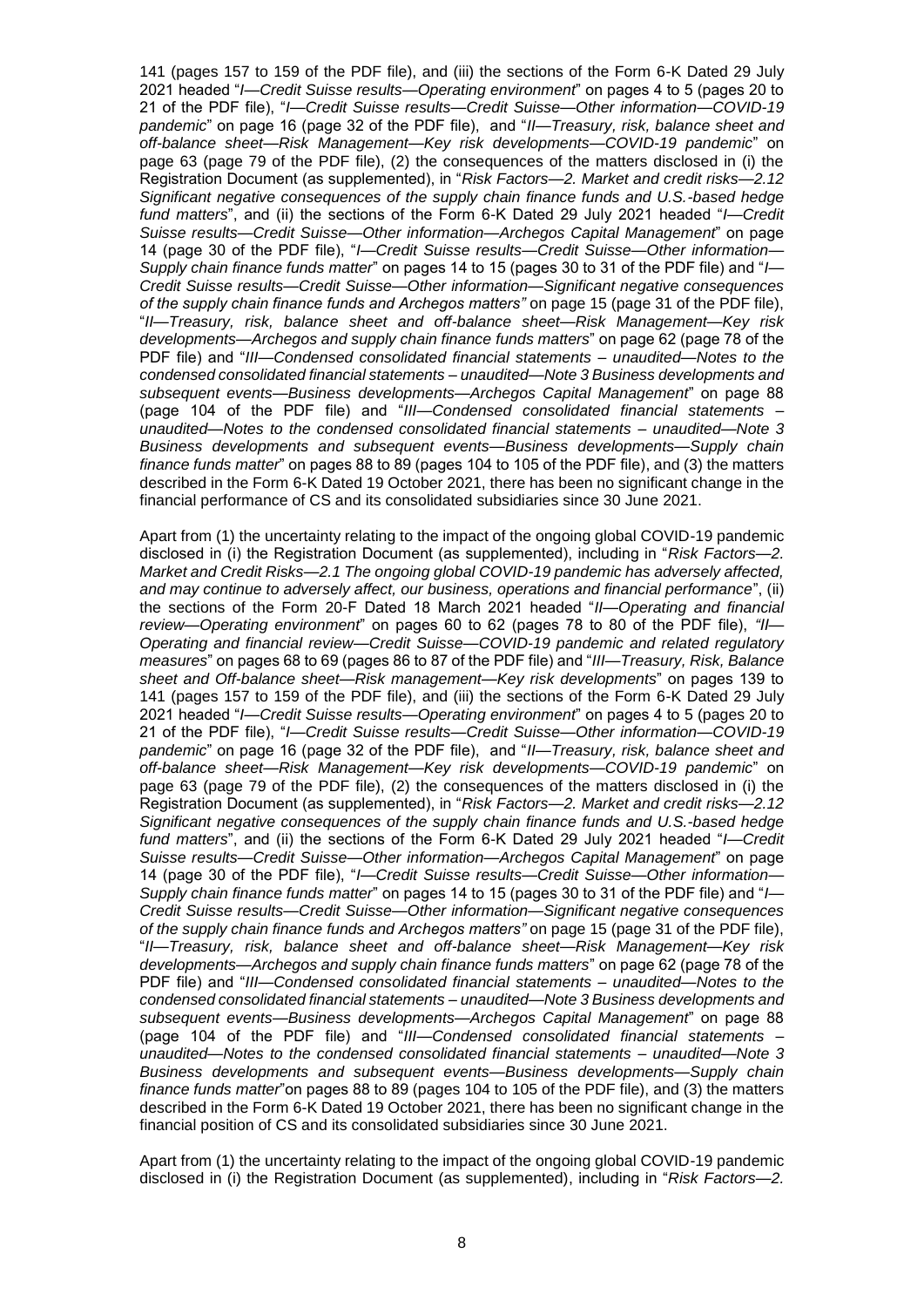141 (pages 157 to 159 of the PDF file), and (iii) the sections of the Form 6-K Dated 29 July 2021 headed "*I—Credit Suisse results—Operating environment*" on pages 4 to 5 (pages 20 to 21 of the PDF file), "*I—Credit Suisse results—Credit Suisse—Other information—COVID-19 pandemic*" on page 16 (page 32 of the PDF file), and "*II—Treasury, risk, balance sheet and off-balance sheet—Risk Management—Key risk developments—COVID-19 pandemic*" on page 63 (page 79 of the PDF file), (2) the consequences of the matters disclosed in (i) the Registration Document (as supplemented), in "*Risk Factors—2. Market and credit risks—2.12 Significant negative consequences of the supply chain finance funds and U.S.-based hedge fund matters*", and (ii) the sections of the Form 6-K Dated 29 July 2021 headed "*I—Credit Suisse results—Credit Suisse—Other information—Archegos Capital Management*" on page 14 (page 30 of the PDF file), "*I—Credit Suisse results—Credit Suisse—Other information—Supply chain finance funds matter*" on pages 14 to 15 (pages 30 to 31 of the PDF file) and "*I—Credit Suisse results—Credit Suisse—Other information—Significant negative consequences of the supply chain finance funds and Archegos matters"* on page 15 (page 31 of the PDF file), "*II—Treasury, risk, balance sheet and off-balance sheet—Risk Management—Key risk developments—Archegos and supply chain finance funds matters*" on page 62 (page 78 of the PDF file) and "*III—Condensed consolidated financial statements – unaudited—Notes to the condensed consolidated financial statements – unaudited—Note 3 Business developments and subsequent events—Business developments—Archegos Capital Management*" on page 88 (page 104 of the PDF file) and "*III—Condensed consolidated financial statements – unaudited—Notes to the condensed consolidated financial statements – unaudited—Note 3 Business developments and subsequent events—Business developments—Supply chain finance funds matter*" on pages 88 to 89 (pages 104 to 105 of the PDF file), and (3) the matters described in the Form 6-K Dated 19 October 2021, there has been no significant change in the financial performance of CS and its consolidated subsidiaries since 30 June 2021.

Apart from (1) the uncertainty relating to the impact of the ongoing global COVID-19 pandemic disclosed in (i) the Registration Document (as supplemented), including in "*Risk Factors—2. Market and Credit Risks—2.1 The ongoing global COVID-19 pandemic has adversely affected, and may continue to adversely affect, our business, operations and financial performance*", (ii) the sections of the Form 20-F Dated 18 March 2021 headed "*II—Operating and financial review—Operating environment*" on pages 60 to 62 (pages 78 to 80 of the PDF file), *"II—Operating and financial review—Credit Suisse—COVID-19 pandemic and related regulatory measures*" on pages 68 to 69 (pages 86 to 87 of the PDF file) and "*III—Treasury, Risk, Balance sheet and Off-balance sheet—Risk management—Key risk developments*" on pages 139 to 141 (pages 157 to 159 of the PDF file), and (iii) the sections of the Form 6-K Dated 29 July 2021 headed "*I—Credit Suisse results—Operating environment*" on pages 4 to 5 (pages 20 to 21 of the PDF file), "*I—Credit Suisse results—Credit Suisse—Other information—COVID-19 pandemic*" on page 16 (page 32 of the PDF file), and "*II—Treasury, risk, balance sheet and off-balance sheet—Risk Management—Key risk developments—COVID-19 pandemic*" on page 63 (page 79 of the PDF file), (2) the consequences of the matters disclosed in (i) the Registration Document (as supplemented), in "*Risk Factors—2. Market and credit risks—2.12 Significant negative consequences of the supply chain finance funds and U.S.-based hedge fund matters*", and (ii) the sections of the Form 6-K Dated 29 July 2021 headed "*I—Credit Suisse results—Credit Suisse—Other information—Archegos Capital Management*" on page 14 (page 30 of the PDF file), "*I—Credit Suisse results—Credit Suisse—Other information—Supply chain finance funds matter*" on pages 14 to 15 (pages 30 to 31 of the PDF file) and "*I—Credit Suisse results—Credit Suisse—Other information—Significant negative consequences of the supply chain finance funds and Archegos matters"* on page 15 (page 31 of the PDF file), "*II—Treasury, risk, balance sheet and off-balance sheet—Risk Management—Key risk developments—Archegos and supply chain finance funds matters*" on page 62 (page 78 of the PDF file) and "*III—Condensed consolidated financial statements – unaudited—Notes to the condensed consolidated financial statements – unaudited—Note 3 Business developments and subsequent events—Business developments—Archegos Capital Management*" on page 88 (page 104 of the PDF file) and "*III—Condensed consolidated financial statements – unaudited—Notes to the condensed consolidated financial statements – unaudited—Note 3 Business developments and subsequent events—Business developments—Supply chain finance funds matter*"on pages 88 to 89 (pages 104 to 105 of the PDF file), and (3) the matters described in the Form 6-K Dated 19 October 2021, there has been no significant change in the financial position of CS and its consolidated subsidiaries since 30 June 2021.

Apart from (1) the uncertainty relating to the impact of the ongoing global COVID-19 pandemic disclosed in (i) the Registration Document (as supplemented), including in "*Risk Factors—2.*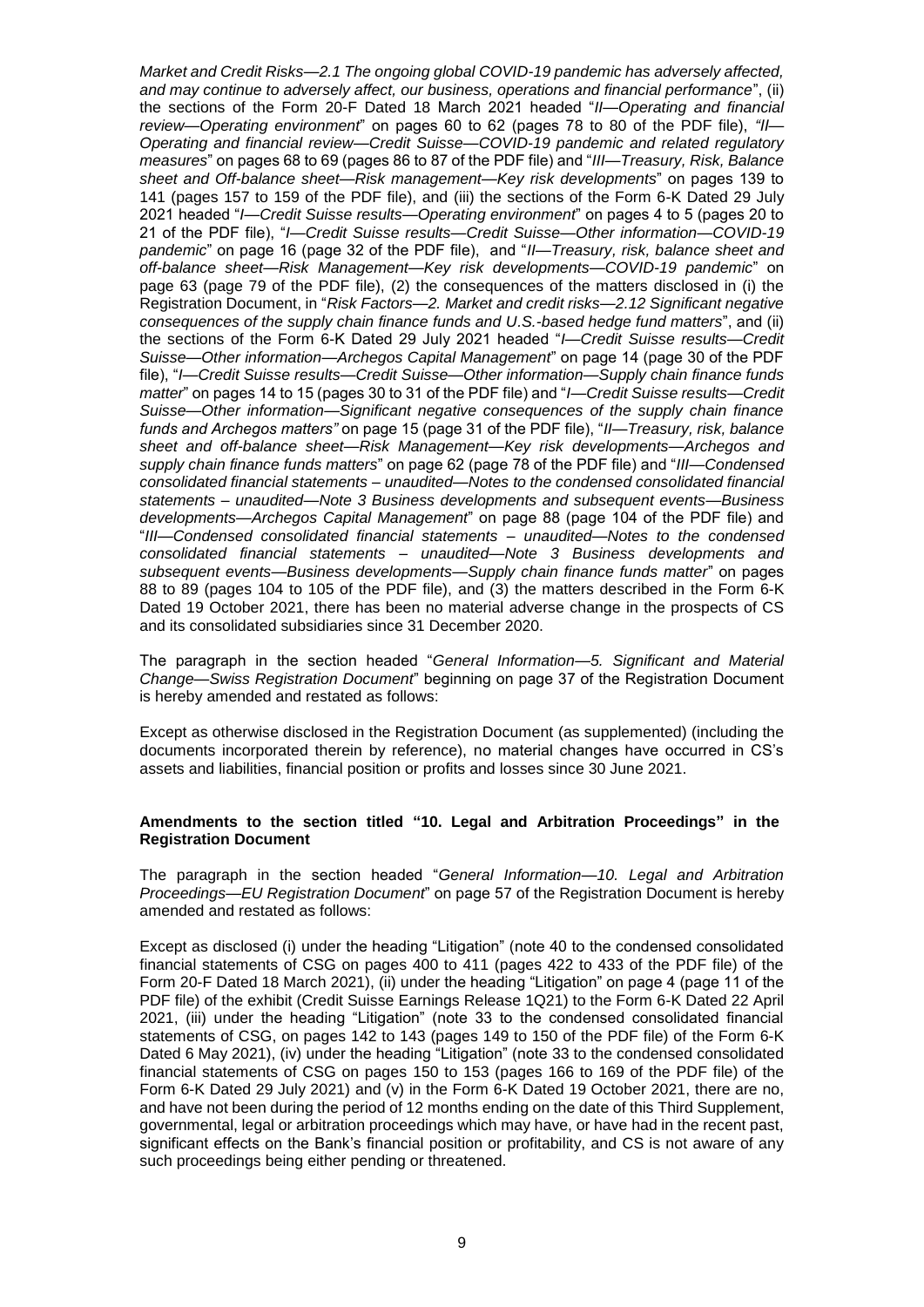*Market and Credit Risks—2.1 The ongoing global COVID-19 pandemic has adversely affected, and may continue to adversely affect, our business, operations and financial performance*", (ii) the sections of the Form 20-F Dated 18 March 2021 headed "*II—Operating and financial review—Operating environment*" on pages 60 to 62 (pages 78 to 80 of the PDF file), *"II—Operating and financial review—Credit Suisse—COVID-19 pandemic and related regulatory measures*" on pages 68 to 69 (pages 86 to 87 of the PDF file) and "*III—Treasury, Risk, Balance sheet and Off-balance sheet—Risk management—Key risk developments*" on pages 139 to 141 (pages 157 to 159 of the PDF file), and (iii) the sections of the Form 6-K Dated 29 July 2021 headed "*I—Credit Suisse results—Operating environment*" on pages 4 to 5 (pages 20 to 21 of the PDF file), "*I—Credit Suisse results—Credit Suisse—Other information—COVID-19 pandemic*" on page 16 (page 32 of the PDF file), and "*II—Treasury, risk, balance sheet and off-balance sheet—Risk Management—Key risk developments—COVID-19 pandemic*" on page 63 (page 79 of the PDF file), (2) the consequences of the matters disclosed in (i) the Registration Document, in "*Risk Factors—2. Market and credit risks—2.12 Significant negative consequences of the supply chain finance funds and U.S.-based hedge fund matters*", and (ii) the sections of the Form 6-K Dated 29 July 2021 headed "*I—Credit Suisse results—Credit Suisse—Other information—Archegos Capital Management*" on page 14 (page 30 of the PDF file), "*I—Credit Suisse results—Credit Suisse—Other information—Supply chain finance funds matter*" on pages 14 to 15 (pages 30 to 31 of the PDF file) and "*I—Credit Suisse results—Credit Suisse—Other information—Significant negative consequences of the supply chain finance funds and Archegos matters"* on page 15 (page 31 of the PDF file), "*II—Treasury, risk, balance sheet and off-balance sheet—Risk Management—Key risk developments—Archegos and supply chain finance funds matters*" on page 62 (page 78 of the PDF file) and "*III—Condensed consolidated financial statements – unaudited—Notes to the condensed consolidated financial statements – unaudited—Note 3 Business developments and subsequent events—Business developments—Archegos Capital Management*" on page 88 (page 104 of the PDF file) and "*III—Condensed consolidated financial statements – unaudited—Notes to the condensed consolidated financial statements – unaudited—Note 3 Business developments and subsequent events—Business developments—Supply chain finance funds matter*" on pages 88 to 89 (pages 104 to 105 of the PDF file), and (3) the matters described in the Form 6-K Dated 19 October 2021, there has been no material adverse change in the prospects of CS and its consolidated subsidiaries since 31 December 2020.

The paragraph in the section headed "*General Information—5. Significant and Material Change—Swiss Registration Document*" beginning on page 37 of the Registration Document is hereby amended and restated as follows:

Except as otherwise disclosed in the Registration Document (as supplemented) (including the documents incorporated therein by reference), no material changes have occurred in CS's assets and liabilities, financial position or profits and losses since 30 June 2021.

**Amendments to the section titled "10. Legal and Arbitration Proceedings" in the Registration Document**

The paragraph in the section headed "*General Information—10. Legal and Arbitration Proceedings—EU Registration Document*" on page 57 of the Registration Document is hereby amended and restated as follows:

Except as disclosed (i) under the heading "Litigation" (note 40 to the condensed consolidated financial statements of CSG on pages 400 to 411 (pages 422 to 433 of the PDF file) of the Form 20-F Dated 18 March 2021), (ii) under the heading "Litigation" on page 4 (page 11 of the PDF file) of the exhibit (Credit Suisse Earnings Release 1Q21) to the Form 6-K Dated 22 April 2021, (iii) under the heading "Litigation" (note 33 to the condensed consolidated financial statements of CSG, on pages 142 to 143 (pages 149 to 150 of the PDF file) of the Form 6-K Dated 6 May 2021), (iv) under the heading "Litigation" (note 33 to the condensed consolidated financial statements of CSG on pages 150 to 153 (pages 166 to 169 of the PDF file) of the Form 6-K Dated 29 July 2021) and (v) in the Form 6-K Dated 19 October 2021, there are no, and have not been during the period of 12 months ending on the date of this Third Supplement, governmental, legal or arbitration proceedings which may have, or have had in the recent past, significant effects on the Bank's financial position or profitability, and CS is not aware of any such proceedings being either pending or threatened.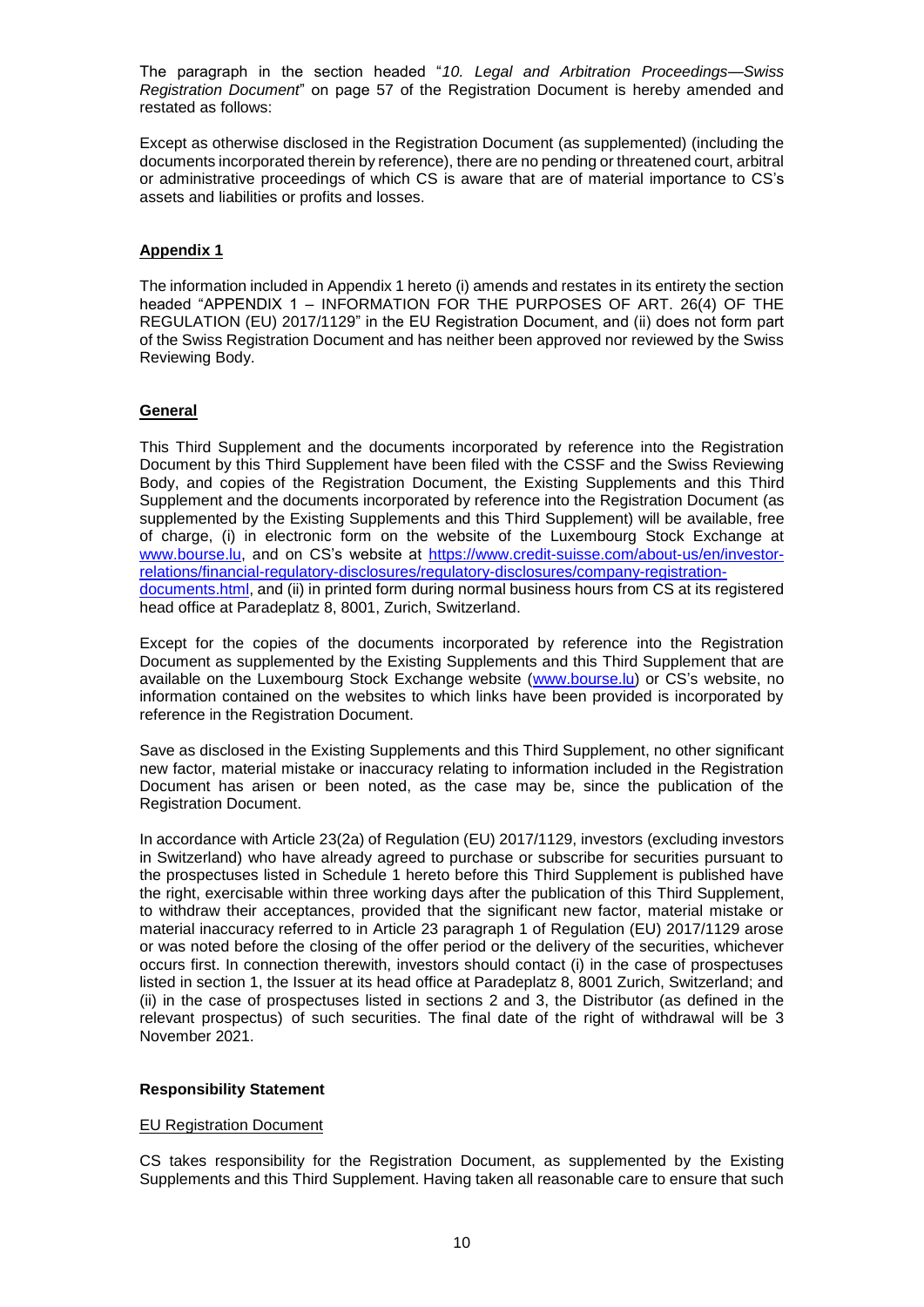The paragraph in the section headed "*10. Legal and Arbitration Proceedings—Swiss Registration Document*" on page 57 of the Registration Document is hereby amended and restated as follows:

Except as otherwise disclosed in the Registration Document (as supplemented) (including the documents incorporated therein by reference), there are no pending or threatened court, arbitral or administrative proceedings of which CS is aware that are of material importance to CS's assets and liabilities or profits and losses.

**Appendix 1**

The information included in Appendix 1 hereto (i) amends and restates in its entirety the section headed "APPENDIX 1 – INFORMATION FOR THE PURPOSES OF ART. 26(4) OF THE REGULATION (EU) 2017/1129" in the EU Registration Document, and (ii) does not form part of the Swiss Registration Document and has neither been approved nor reviewed by the Swiss Reviewing Body.

**General**

This Third Supplement and the documents incorporated by reference into the Registration Document by this Third Supplement have been filed with the CSSF and the Swiss Reviewing Body, and copies of the Registration Document, the Existing Supplements and this Third Supplement and the documents incorporated by reference into the Registration Document (as supplemented by the Existing Supplements and this Third Supplement) will be available, free of charge, (i) in electronic form on the website of the Luxembourg Stock Exchange at www.bourse.lu, and on CS's website at https://www.credit-suisse.com/about-us/en/investor-relations/financial-regulatory-disclosures/regulatory-disclosures/company-registration-documents.html, and (ii) in printed form during normal business hours from CS at its registered head office at Paradeplatz 8, 8001, Zurich, Switzerland.

Except for the copies of the documents incorporated by reference into the Registration Document as supplemented by the Existing Supplements and this Third Supplement that are available on the Luxembourg Stock Exchange website (www.bourse.lu) or CS's website, no information contained on the websites to which links have been provided is incorporated by reference in the Registration Document.

Save as disclosed in the Existing Supplements and this Third Supplement, no other significant new factor, material mistake or inaccuracy relating to information included in the Registration Document has arisen or been noted, as the case may be, since the publication of the Registration Document.

In accordance with Article 23(2a) of Regulation (EU) 2017/1129, investors (excluding investors in Switzerland) who have already agreed to purchase or subscribe for securities pursuant to the prospectuses listed in Schedule 1 hereto before this Third Supplement is published have the right, exercisable within three working days after the publication of this Third Supplement, to withdraw their acceptances, provided that the significant new factor, material mistake or material inaccuracy referred to in Article 23 paragraph 1 of Regulation (EU) 2017/1129 arose or was noted before the closing of the offer period or the delivery of the securities, whichever occurs first. In connection therewith, investors should contact (i) in the case of prospectuses listed in section 1, the Issuer at its head office at Paradeplatz 8, 8001 Zurich, Switzerland; and (ii) in the case of prospectuses listed in sections 2 and 3, the Distributor (as defined in the relevant prospectus) of such securities. The final date of the right of withdrawal will be 3 November 2021.

**Responsibility Statement**

EU Registration Document

CS takes responsibility for the Registration Document, as supplemented by the Existing Supplements and this Third Supplement. Having taken all reasonable care to ensure that such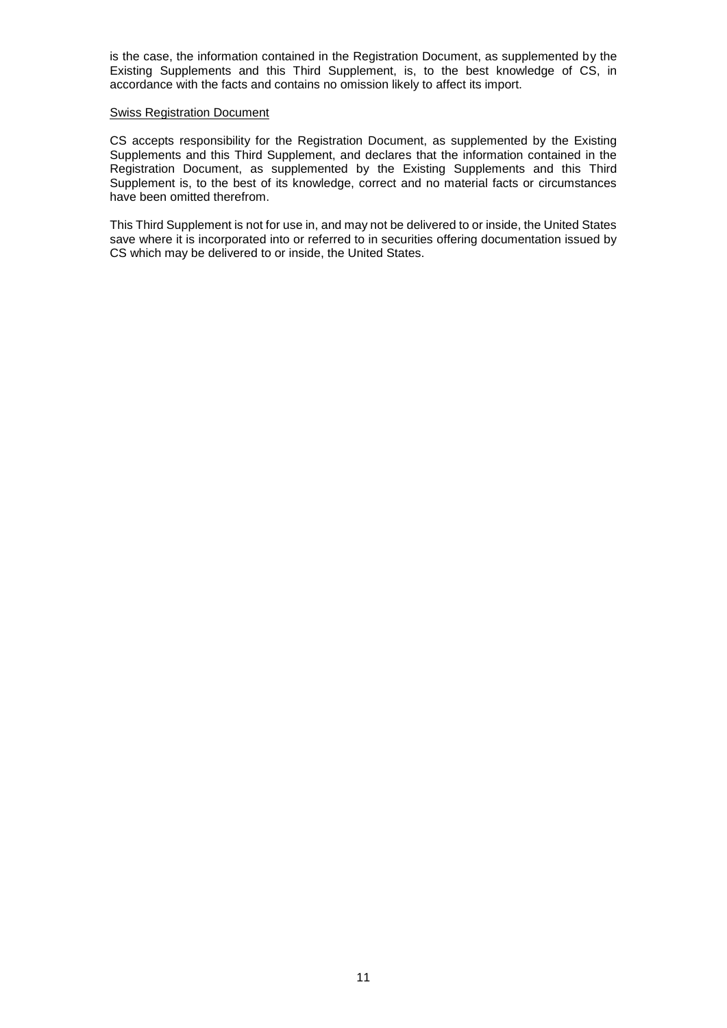is the case, the information contained in the Registration Document, as supplemented by the Existing Supplements and this Third Supplement, is, to the best knowledge of CS, in accordance with the facts and contains no omission likely to affect its import.

<u>Swiss Registration Document</u>

CS accepts responsibility for the Registration Document, as supplemented by the Existing Supplements and this Third Supplement, and declares that the information contained in the Registration Document, as supplemented by the Existing Supplements and this Third Supplement is, to the best of its knowledge, correct and no material facts or circumstances have been omitted therefrom.

This Third Supplement is not for use in, and may not be delivered to or inside, the United States save where it is incorporated into or referred to in securities offering documentation issued by CS which may be delivered to or inside, the United States.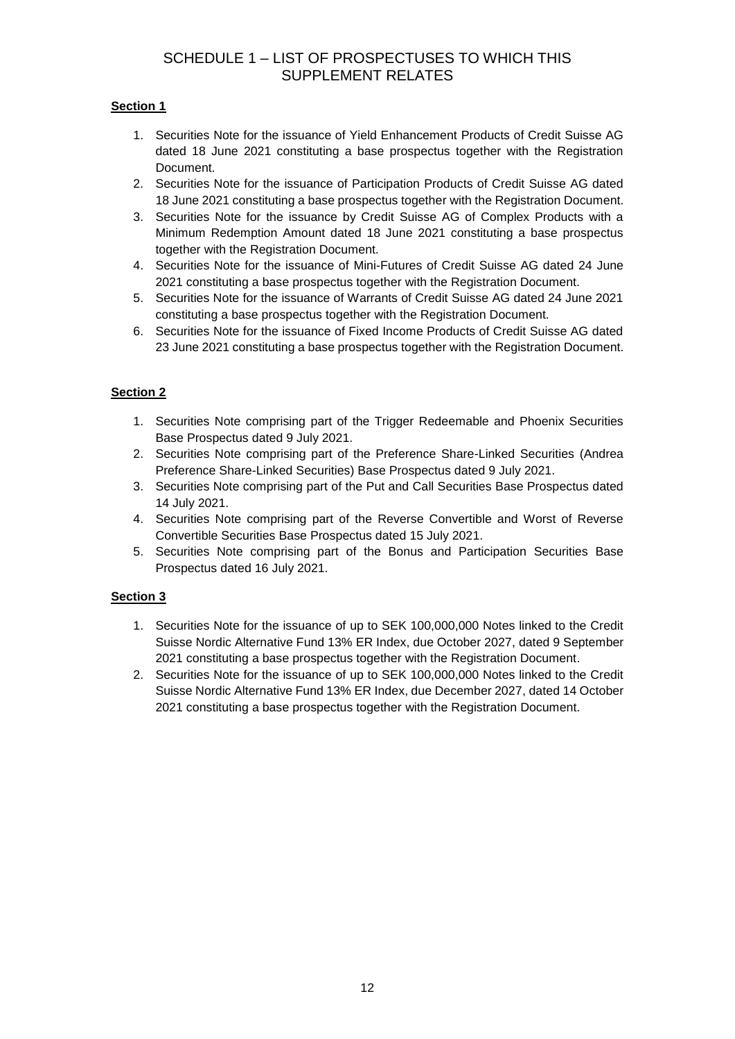# SCHEDULE 1 – LIST OF PROSPECTUSES TO WHICH THIS SUPPLEMENT RELATES

**Section 1**

1. Securities Note for the issuance of Yield Enhancement Products of Credit Suisse AG dated 18 June 2021 constituting a base prospectus together with the Registration Document.
2. Securities Note for the issuance of Participation Products of Credit Suisse AG dated 18 June 2021 constituting a base prospectus together with the Registration Document.
3. Securities Note for the issuance by Credit Suisse AG of Complex Products with a Minimum Redemption Amount dated 18 June 2021 constituting a base prospectus together with the Registration Document.
4. Securities Note for the issuance of Mini-Futures of Credit Suisse AG dated 24 June 2021 constituting a base prospectus together with the Registration Document.
5. Securities Note for the issuance of Warrants of Credit Suisse AG dated 24 June 2021 constituting a base prospectus together with the Registration Document.
6. Securities Note for the issuance of Fixed Income Products of Credit Suisse AG dated 23 June 2021 constituting a base prospectus together with the Registration Document.

**Section 2**

1. Securities Note comprising part of the Trigger Redeemable and Phoenix Securities Base Prospectus dated 9 July 2021.
2. Securities Note comprising part of the Preference Share-Linked Securities (Andrea Preference Share-Linked Securities) Base Prospectus dated 9 July 2021.
3. Securities Note comprising part of the Put and Call Securities Base Prospectus dated 14 July 2021.
4. Securities Note comprising part of the Reverse Convertible and Worst of Reverse Convertible Securities Base Prospectus dated 15 July 2021.
5. Securities Note comprising part of the Bonus and Participation Securities Base Prospectus dated 16 July 2021.

**Section 3**

1. Securities Note for the issuance of up to SEK 100,000,000 Notes linked to the Credit Suisse Nordic Alternative Fund 13% ER Index, due October 2027, dated 9 September 2021 constituting a base prospectus together with the Registration Document.
2. Securities Note for the issuance of up to SEK 100,000,000 Notes linked to the Credit Suisse Nordic Alternative Fund 13% ER Index, due December 2027, dated 14 October 2021 constituting a base prospectus together with the Registration Document.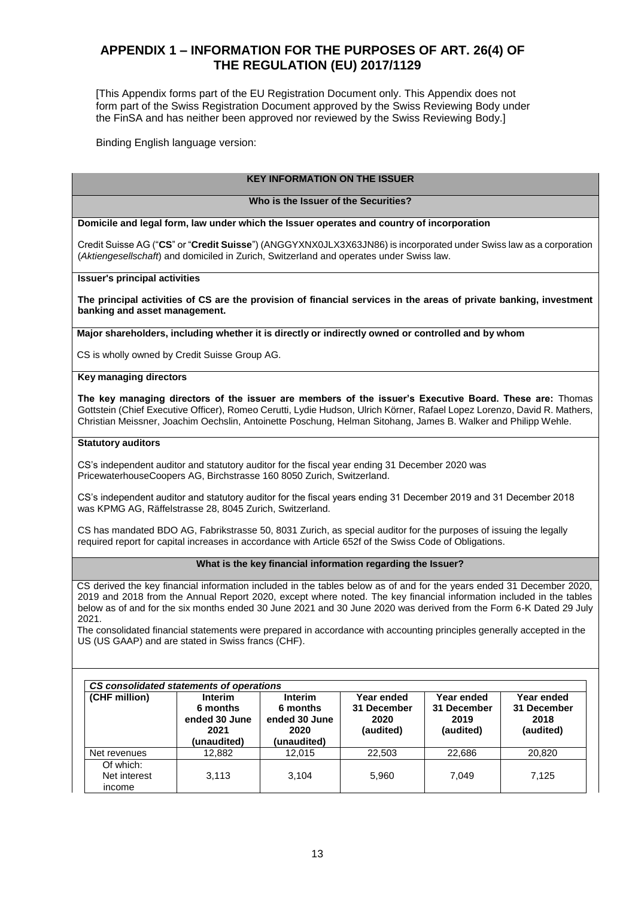# APPENDIX 1 – INFORMATION FOR THE PURPOSES OF ART. 26(4) OF THE REGULATION (EU) 2017/1129

[This Appendix forms part of the EU Registration Document only. This Appendix does not form part of the Swiss Registration Document approved by the Swiss Reviewing Body under the FinSA and has neither been approved nor reviewed by the Swiss Reviewing Body.]

Binding English language version:

## KEY INFORMATION ON THE ISSUER

### Who is the Issuer of the Securities?

**Domicile and legal form, law under which the Issuer operates and country of incorporation**

Credit Suisse AG ("**CS**" or "**Credit Suisse**") (ANGGYXNX0JLX3X63JN86) is incorporated under Swiss law as a corporation (*Aktiengesellschaft*) and domiciled in Zurich, Switzerland and operates under Swiss law.

**Issuer's principal activities**

**The principal activities of CS are the provision of financial services in the areas of private banking, investment banking and asset management.**

**Major shareholders, including whether it is directly or indirectly owned or controlled and by whom**

CS is wholly owned by Credit Suisse Group AG.

**Key managing directors**

**The key managing directors of the issuer are members of the issuer's Executive Board. These are:** Thomas Gottstein (Chief Executive Officer), Romeo Cerutti, Lydie Hudson, Ulrich Körner, Rafael Lopez Lorenzo, David R. Mathers, Christian Meissner, Joachim Oechslin, Antoinette Poschung, Helman Sitohang, James B. Walker and Philipp Wehle.

**Statutory auditors**

CS's independent auditor and statutory auditor for the fiscal year ending 31 December 2020 was PricewaterhouseCoopers AG, Birchstrasse 160 8050 Zurich, Switzerland.

CS's independent auditor and statutory auditor for the fiscal years ending 31 December 2019 and 31 December 2018 was KPMG AG, Räffelstrasse 28, 8045 Zurich, Switzerland.

CS has mandated BDO AG, Fabrikstrasse 50, 8031 Zurich, as special auditor for the purposes of issuing the legally required report for capital increases in accordance with Article 652f of the Swiss Code of Obligations.

### What is the key financial information regarding the Issuer?

CS derived the key financial information included in the tables below as of and for the years ended 31 December 2020, 2019 and 2018 from the Annual Report 2020, except where noted. The key financial information included in the tables below as of and for the six months ended 30 June 2021 and 30 June 2020 was derived from the Form 6-K Dated 29 July 2021.

The consolidated financial statements were prepared in accordance with accounting principles generally accepted in the US (US GAAP) and are stated in Swiss francs (CHF).

***CS consolidated statements of operations***

| (CHF million) | Interim 6 months ended 30 June 2021 (unaudited) | Interim 6 months ended 30 June 2020 (unaudited) | Year ended 31 December 2020 (audited) | Year ended 31 December 2019 (audited) | Year ended 31 December 2018 (audited) |
|---|---|---|---|---|---|
| Net revenues | 12,882 | 12,015 | 22,503 | 22,686 | 20,820 |
| Of which: Net interest income | 3,113 | 3,104 | 5,960 | 7,049 | 7,125 |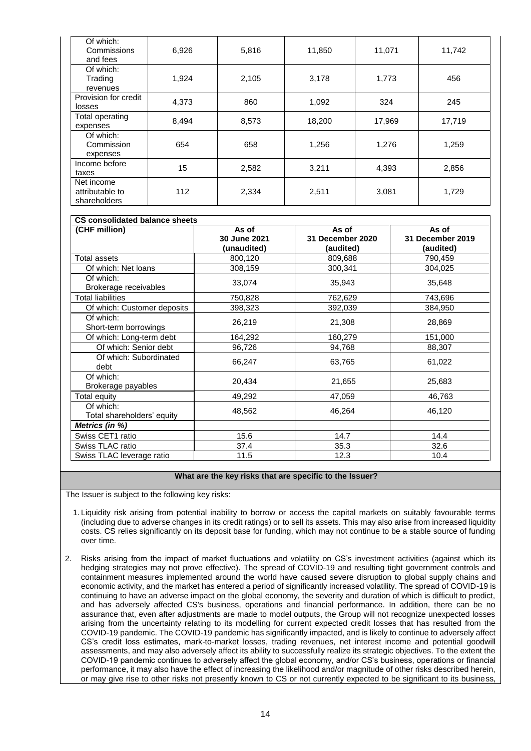| | | | | | |
|---|---|---|---|---|---|
| Of which: Commissions and fees | 6,926 | 5,816 | 11,850 | 11,071 | 11,742 |
| Of which: Trading revenues | 1,924 | 2,105 | 3,178 | 1,773 | 456 |
| Provision for credit losses | 4,373 | 860 | 1,092 | 324 | 245 |
| Total operating expenses | 8,494 | 8,573 | 18,200 | 17,969 | 17,719 |
| Of which: Commission expenses | 654 | 658 | 1,256 | 1,276 | 1,259 |
| Income before taxes | 15 | 2,582 | 3,211 | 4,393 | 2,856 |
| Net income attributable to shareholders | 112 | 2,334 | 2,511 | 3,081 | 1,729 |

| **CS consolidated balance sheets** | | | |
|---|---|---|---|
| **(CHF million)** | **As of 30 June 2021 (unaudited)** | **As of 31 December 2020 (audited)** | **As of 31 December 2019 (audited)** |
| Total assets | 800,120 | 809,688 | 790,459 |
| Of which: Net loans | 308,159 | 300,341 | 304,025 |
| Of which: Brokerage receivables | 33,074 | 35,943 | 35,648 |
| Total liabilities | 750,828 | 762,629 | 743,696 |
| Of which: Customer deposits | 398,323 | 392,039 | 384,950 |
| Of which: Short-term borrowings | 26,219 | 21,308 | 28,869 |
| Of which: Long-term debt | 164,292 | 160,279 | 151,000 |
| Of which: Senior debt | 96,726 | 94,768 | 88,307 |
| Of which: Subordinated debt | 66,247 | 63,765 | 61,022 |
| Of which: Brokerage payables | 20,434 | 21,655 | 25,683 |
| Total equity | 49,292 | 47,059 | 46,763 |
| Of which: Total shareholders' equity | 48,562 | 46,264 | 46,120 |
| ***Metrics (in %)*** | | | |
| Swiss CET1 ratio | 15.6 | 14.7 | 14.4 |
| Swiss TLAC ratio | 37.4 | 35.3 | 32.6 |
| Swiss TLAC leverage ratio | 11.5 | 12.3 | 10.4 |

**What are the key risks that are specific to the Issuer?**

The Issuer is subject to the following key risks:

1. Liquidity risk arising from potential inability to borrow or access the capital markets on suitably favourable terms (including due to adverse changes in its credit ratings) or to sell its assets. This may also arise from increased liquidity costs. CS relies significantly on its deposit base for funding, which may not continue to be a stable source of funding over time.

2. Risks arising from the impact of market fluctuations and volatility on CS's investment activities (against which its hedging strategies may not prove effective). The spread of COVID-19 and resulting tight government controls and containment measures implemented around the world have caused severe disruption to global supply chains and economic activity, and the market has entered a period of significantly increased volatility. The spread of COVID-19 is continuing to have an adverse impact on the global economy, the severity and duration of which is difficult to predict, and has adversely affected CS's business, operations and financial performance. In addition, there can be no assurance that, even after adjustments are made to model outputs, the Group will not recognize unexpected losses arising from the uncertainty relating to its modelling for current expected credit losses that has resulted from the COVID-19 pandemic. The COVID-19 pandemic has significantly impacted, and is likely to continue to adversely affect CS's credit loss estimates, mark-to-market losses, trading revenues, net interest income and potential goodwill assessments, and may also adversely affect its ability to successfully realize its strategic objectives. To the extent the COVID-19 pandemic continues to adversely affect the global economy, and/or CS's business, operations or financial performance, it may also have the effect of increasing the likelihood and/or magnitude of other risks described herein, or may give rise to other risks not presently known to CS or not currently expected to be significant to its business,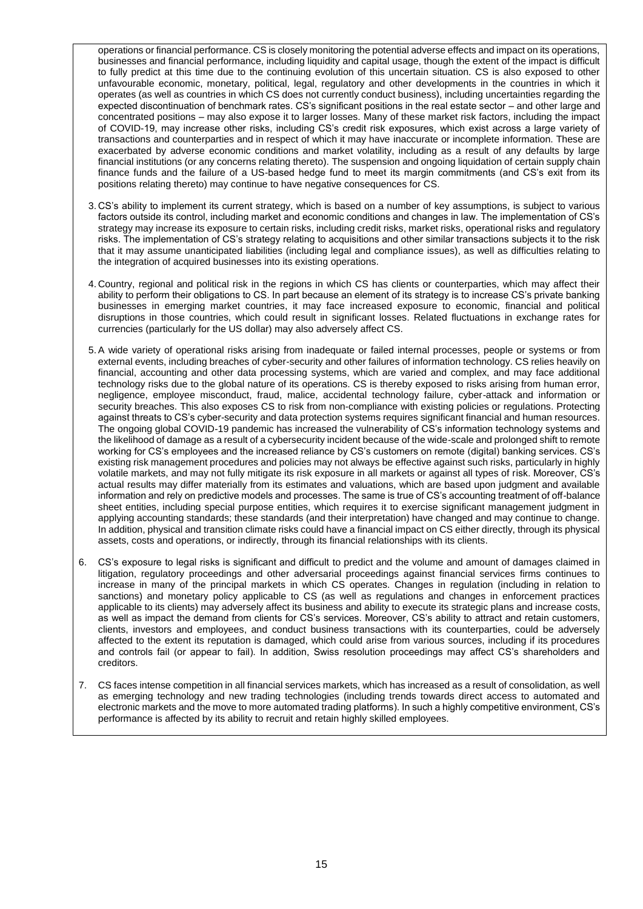operations or financial performance. CS is closely monitoring the potential adverse effects and impact on its operations, businesses and financial performance, including liquidity and capital usage, though the extent of the impact is difficult to fully predict at this time due to the continuing evolution of this uncertain situation. CS is also exposed to other unfavourable economic, monetary, political, legal, regulatory and other developments in the countries in which it operates (as well as countries in which CS does not currently conduct business), including uncertainties regarding the expected discontinuation of benchmark rates. CS's significant positions in the real estate sector – and other large and concentrated positions – may also expose it to larger losses. Many of these market risk factors, including the impact of COVID-19, may increase other risks, including CS's credit risk exposures, which exist across a large variety of transactions and counterparties and in respect of which it may have inaccurate or incomplete information. These are exacerbated by adverse economic conditions and market volatility, including as a result of any defaults by large financial institutions (or any concerns relating thereto). The suspension and ongoing liquidation of certain supply chain finance funds and the failure of a US-based hedge fund to meet its margin commitments (and CS's exit from its positions relating thereto) may continue to have negative consequences for CS.

3. CS's ability to implement its current strategy, which is based on a number of key assumptions, is subject to various factors outside its control, including market and economic conditions and changes in law. The implementation of CS's strategy may increase its exposure to certain risks, including credit risks, market risks, operational risks and regulatory risks. The implementation of CS's strategy relating to acquisitions and other similar transactions subjects it to the risk that it may assume unanticipated liabilities (including legal and compliance issues), as well as difficulties relating to the integration of acquired businesses into its existing operations.

4. Country, regional and political risk in the regions in which CS has clients or counterparties, which may affect their ability to perform their obligations to CS. In part because an element of its strategy is to increase CS's private banking businesses in emerging market countries, it may face increased exposure to economic, financial and political disruptions in those countries, which could result in significant losses. Related fluctuations in exchange rates for currencies (particularly for the US dollar) may also adversely affect CS.

5. A wide variety of operational risks arising from inadequate or failed internal processes, people or systems or from external events, including breaches of cyber-security and other failures of information technology. CS relies heavily on financial, accounting and other data processing systems, which are varied and complex, and may face additional technology risks due to the global nature of its operations. CS is thereby exposed to risks arising from human error, negligence, employee misconduct, fraud, malice, accidental technology failure, cyber-attack and information or security breaches. This also exposes CS to risk from non-compliance with existing policies or regulations. Protecting against threats to CS's cyber-security and data protection systems requires significant financial and human resources. The ongoing global COVID-19 pandemic has increased the vulnerability of CS's information technology systems and the likelihood of damage as a result of a cybersecurity incident because of the wide-scale and prolonged shift to remote working for CS's employees and the increased reliance by CS's customers on remote (digital) banking services. CS's existing risk management procedures and policies may not always be effective against such risks, particularly in highly volatile markets, and may not fully mitigate its risk exposure in all markets or against all types of risk. Moreover, CS's actual results may differ materially from its estimates and valuations, which are based upon judgment and available information and rely on predictive models and processes. The same is true of CS's accounting treatment of off-balance sheet entities, including special purpose entities, which requires it to exercise significant management judgment in applying accounting standards; these standards (and their interpretation) have changed and may continue to change. In addition, physical and transition climate risks could have a financial impact on CS either directly, through its physical assets, costs and operations, or indirectly, through its financial relationships with its clients.

6. CS's exposure to legal risks is significant and difficult to predict and the volume and amount of damages claimed in litigation, regulatory proceedings and other adversarial proceedings against financial services firms continues to increase in many of the principal markets in which CS operates. Changes in regulation (including in relation to sanctions) and monetary policy applicable to CS (as well as regulations and changes in enforcement practices applicable to its clients) may adversely affect its business and ability to execute its strategic plans and increase costs, as well as impact the demand from clients for CS's services. Moreover, CS's ability to attract and retain customers, clients, investors and employees, and conduct business transactions with its counterparties, could be adversely affected to the extent its reputation is damaged, which could arise from various sources, including if its procedures and controls fail (or appear to fail). In addition, Swiss resolution proceedings may affect CS's shareholders and creditors.

7. CS faces intense competition in all financial services markets, which has increased as a result of consolidation, as well as emerging technology and new trading technologies (including trends towards direct access to automated and electronic markets and the move to more automated trading platforms). In such a highly competitive environment, CS's performance is affected by its ability to recruit and retain highly skilled employees.